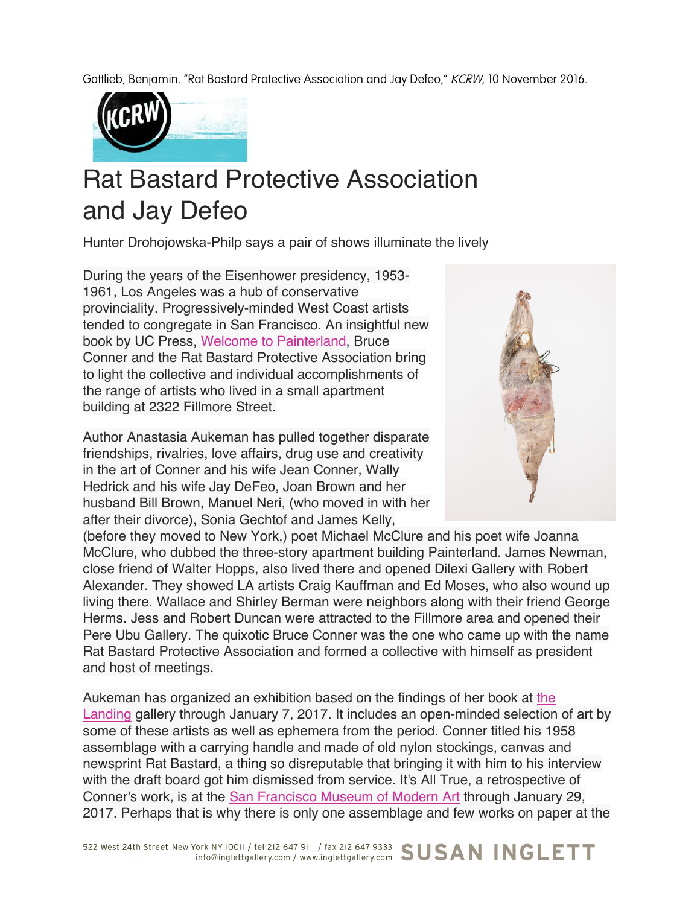Gottlieb, Benjamin. "Rat Bastard Protective Association and Jay Defeo," *KCRW*, 10 November 2016.

# Rat Bastard Protective Association and Jay Defeo

Hunter Drohojowska-Philp says a pair of shows illuminate the lively

During the years of the Eisenhower presidency, 1953-1961, Los Angeles was a hub of conservative provinciality. Progressively-minded West Coast artists tended to congregate in San Francisco. An insightful new book by UC Press, Welcome to Painterland, Bruce Conner and the Rat Bastard Protective Association bring to light the collective and individual accomplishments of the range of artists who lived in a small apartment building at 2322 Fillmore Street.

Author Anastasia Aukeman has pulled together disparate friendships, rivalries, love affairs, drug use and creativity in the art of Conner and his wife Jean Conner, Wally Hedrick and his wife Jay DeFeo, Joan Brown and her husband Bill Brown, Manuel Neri, (who moved in with her after their divorce), Sonia Gechtof and James Kelly, (before they moved to New York,) poet Michael McClure and his poet wife Joanna McClure, who dubbed the three-story apartment building Painterland. James Newman, close friend of Walter Hopps, also lived there and opened Dilexi Gallery with Robert Alexander. They showed LA artists Craig Kauffman and Ed Moses, who also wound up living there. Wallace and Shirley Berman were neighbors along with their friend George Herms. Jess and Robert Duncan were attracted to the Fillmore area and opened their Pere Ubu Gallery. The quixotic Bruce Conner was the one who came up with the name Rat Bastard Protective Association and formed a collective with himself as president and host of meetings.

Aukeman has organized an exhibition based on the findings of her book at the Landing gallery through January 7, 2017. It includes an open-minded selection of art by some of these artists as well as ephemera from the period. Conner titled his 1958 assemblage with a carrying handle and made of old nylon stockings, canvas and newsprint Rat Bastard, a thing so disreputable that bringing it with him to his interview with the draft board got him dismissed from service. It's All True, a retrospective of Conner's work, is at the San Francisco Museum of Modern Art through January 29, 2017. Perhaps that is why there is only one assemblage and few works on paper at the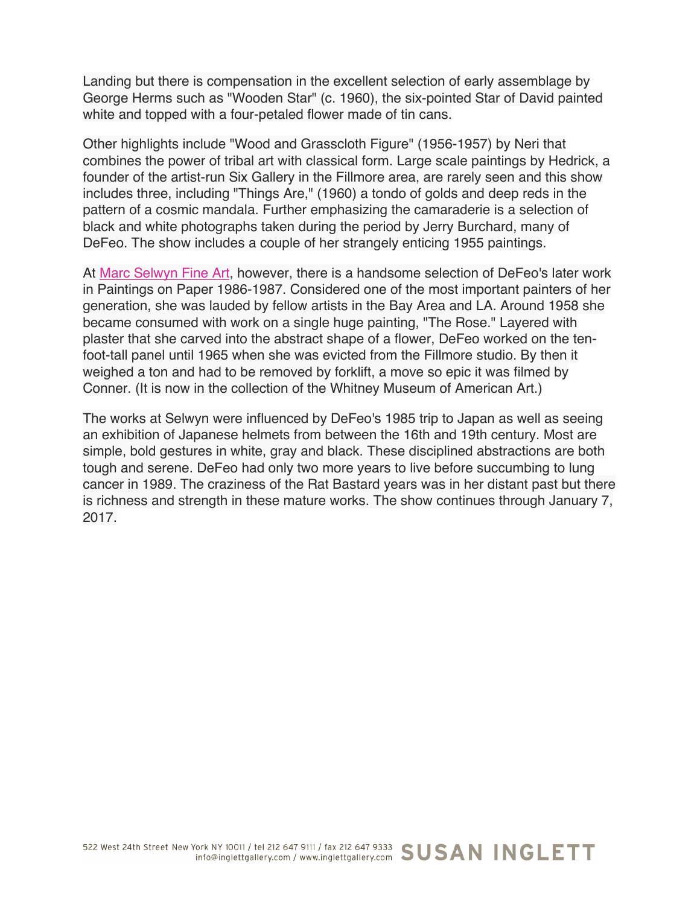Landing but there is compensation in the excellent selection of early assemblage by George Herms such as "Wooden Star" (c. 1960), the six-pointed Star of David painted white and topped with a four-petaled flower made of tin cans.

Other highlights include "Wood and Grasscloth Figure" (1956-1957) by Neri that combines the power of tribal art with classical form. Large scale paintings by Hedrick, a founder of the artist-run Six Gallery in the Fillmore area, are rarely seen and this show includes three, including "Things Are," (1960) a tondo of golds and deep reds in the pattern of a cosmic mandala. Further emphasizing the camaraderie is a selection of black and white photographs taken during the period by Jerry Burchard, many of DeFeo. The show includes a couple of her strangely enticing 1955 paintings.

At Marc Selwyn Fine Art, however, there is a handsome selection of DeFeo's later work in Paintings on Paper 1986-1987. Considered one of the most important painters of her generation, she was lauded by fellow artists in the Bay Area and LA. Around 1958 she became consumed with work on a single huge painting, "The Rose." Layered with plaster that she carved into the abstract shape of a flower, DeFeo worked on the ten-foot-tall panel until 1965 when she was evicted from the Fillmore studio. By then it weighed a ton and had to be removed by forklift, a move so epic it was filmed by Conner. (It is now in the collection of the Whitney Museum of American Art.)

The works at Selwyn were influenced by DeFeo's 1985 trip to Japan as well as seeing an exhibition of Japanese helmets from between the 16th and 19th century. Most are simple, bold gestures in white, gray and black. These disciplined abstractions are both tough and serene. DeFeo had only two more years to live before succumbing to lung cancer in 1989. The craziness of the Rat Bastard years was in her distant past but there is richness and strength in these mature works. The show continues through January 7, 2017.